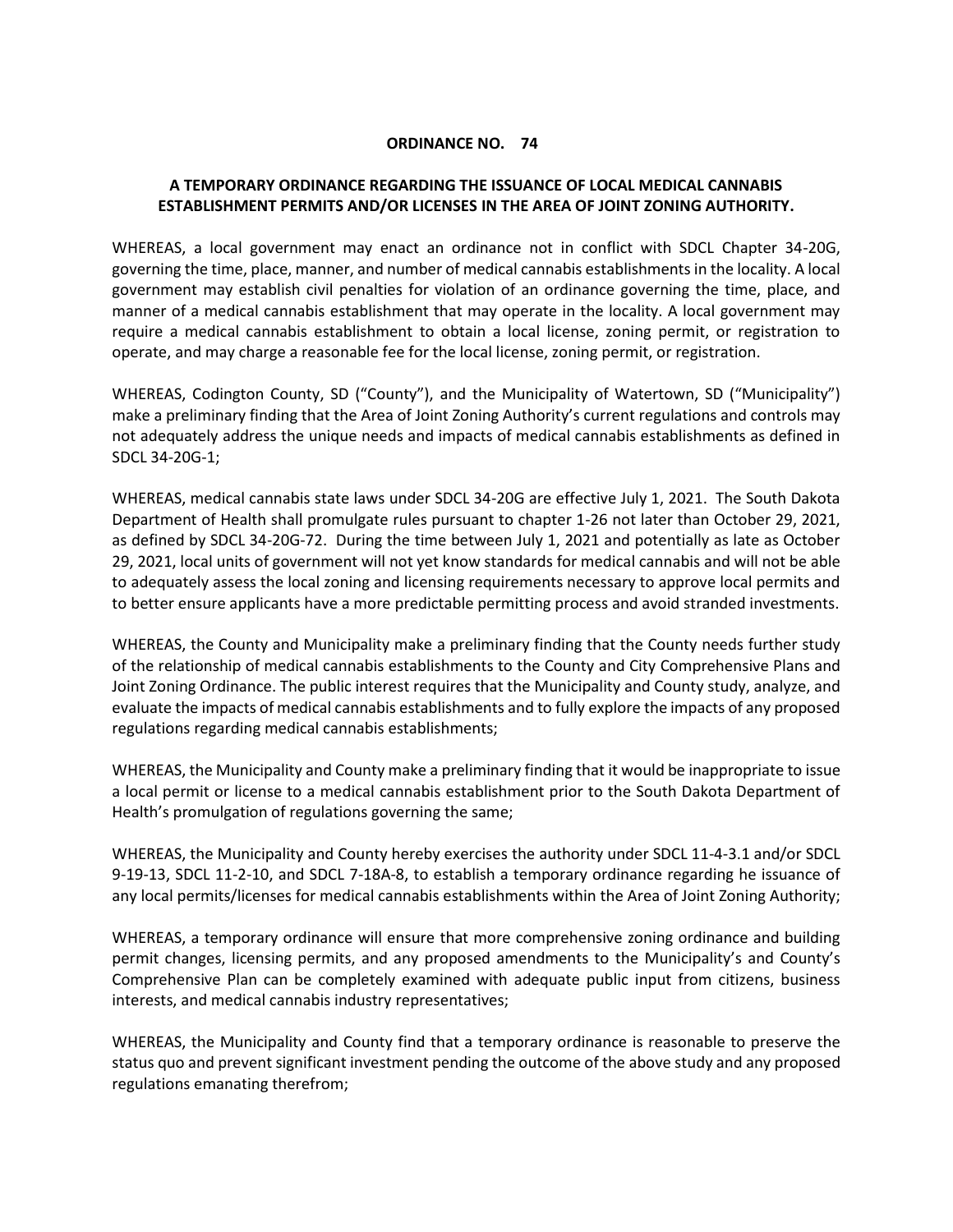**ORDINANCE NO. 74**

**A TEMPORARY ORDINANCE REGARDING THE ISSUANCE OF LOCAL MEDICAL CANNABIS ESTABLISHMENT PERMITS AND/OR LICENSES IN THE AREA OF JOINT ZONING AUTHORITY.**

WHEREAS, a local government may enact an ordinance not in conflict with SDCL Chapter 34-20G, governing the time, place, manner, and number of medical cannabis establishments in the locality. A local government may establish civil penalties for violation of an ordinance governing the time, place, and manner of a medical cannabis establishment that may operate in the locality. A local government may require a medical cannabis establishment to obtain a local license, zoning permit, or registration to operate, and may charge a reasonable fee for the local license, zoning permit, or registration.

WHEREAS, Codington County, SD ("County"), and the Municipality of Watertown, SD ("Municipality") make a preliminary finding that the Area of Joint Zoning Authority's current regulations and controls may not adequately address the unique needs and impacts of medical cannabis establishments as defined in SDCL 34-20G-1;

WHEREAS, medical cannabis state laws under SDCL 34-20G are effective July 1, 2021. The South Dakota Department of Health shall promulgate rules pursuant to chapter 1-26 not later than October 29, 2021, as defined by SDCL 34-20G-72. During the time between July 1, 2021 and potentially as late as October 29, 2021, local units of government will not yet know standards for medical cannabis and will not be able to adequately assess the local zoning and licensing requirements necessary to approve local permits and to better ensure applicants have a more predictable permitting process and avoid stranded investments.

WHEREAS, the County and Municipality make a preliminary finding that the County needs further study of the relationship of medical cannabis establishments to the County and City Comprehensive Plans and Joint Zoning Ordinance. The public interest requires that the Municipality and County study, analyze, and evaluate the impacts of medical cannabis establishments and to fully explore the impacts of any proposed regulations regarding medical cannabis establishments;

WHEREAS, the Municipality and County make a preliminary finding that it would be inappropriate to issue a local permit or license to a medical cannabis establishment prior to the South Dakota Department of Health's promulgation of regulations governing the same;

WHEREAS, the Municipality and County hereby exercises the authority under SDCL 11-4-3.1 and/or SDCL 9-19-13, SDCL 11-2-10, and SDCL 7-18A-8, to establish a temporary ordinance regarding he issuance of any local permits/licenses for medical cannabis establishments within the Area of Joint Zoning Authority;

WHEREAS, a temporary ordinance will ensure that more comprehensive zoning ordinance and building permit changes, licensing permits, and any proposed amendments to the Municipality's and County's Comprehensive Plan can be completely examined with adequate public input from citizens, business interests, and medical cannabis industry representatives;

WHEREAS, the Municipality and County find that a temporary ordinance is reasonable to preserve the status quo and prevent significant investment pending the outcome of the above study and any proposed regulations emanating therefrom;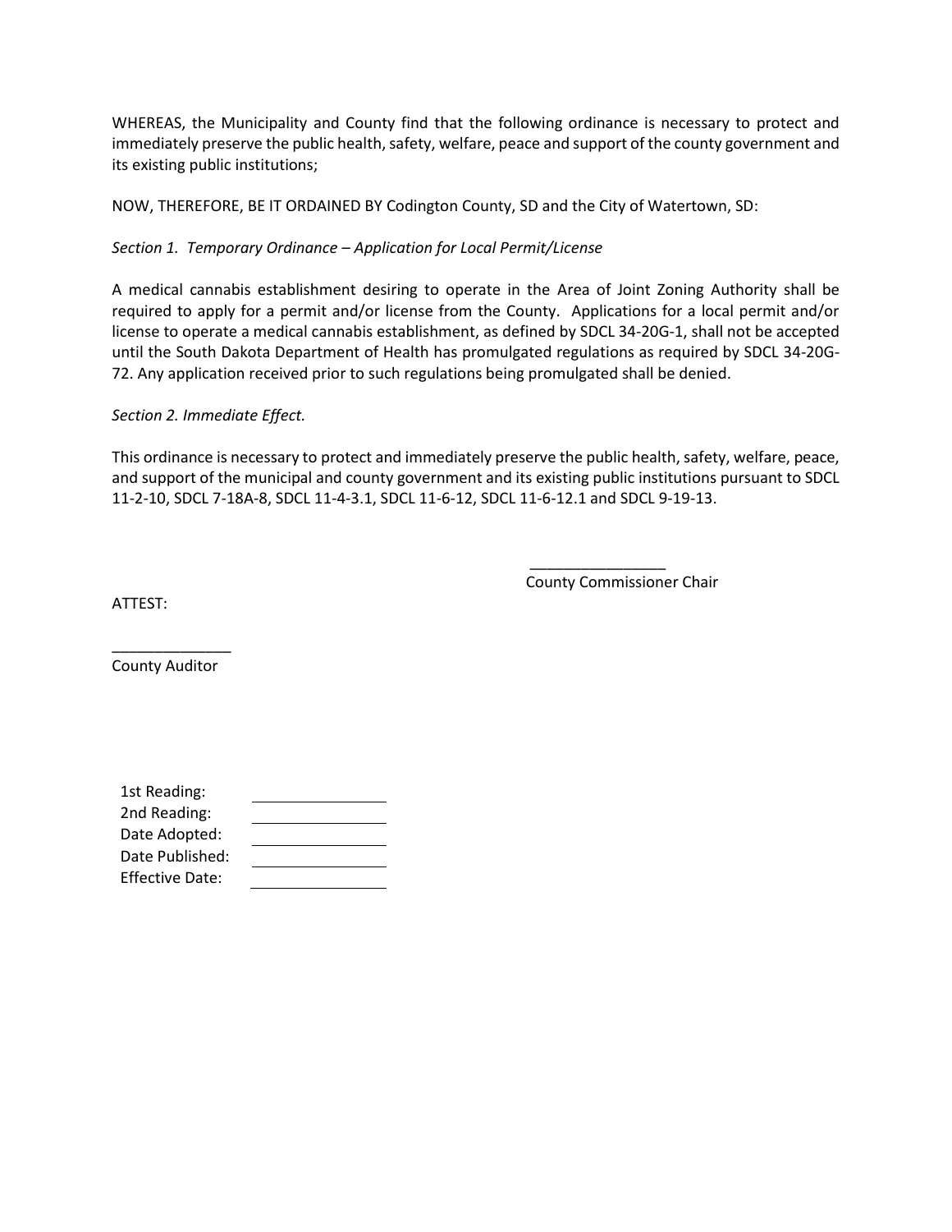WHEREAS, the Municipality and County find that the following ordinance is necessary to protect and immediately preserve the public health, safety, welfare, peace and support of the county government and its existing public institutions;

NOW, THEREFORE, BE IT ORDAINED BY Codington County, SD and the City of Watertown, SD:

*Section 1. Temporary Ordinance – Application for Local Permit/License*

A medical cannabis establishment desiring to operate in the Area of Joint Zoning Authority shall be required to apply for a permit and/or license from the County. Applications for a local permit and/or license to operate a medical cannabis establishment, as defined by SDCL 34-20G-1, shall not be accepted until the South Dakota Department of Health has promulgated regulations as required by SDCL 34-20G-72. Any application received prior to such regulations being promulgated shall be denied.

*Section 2. Immediate Effect.*

This ordinance is necessary to protect and immediately preserve the public health, safety, welfare, peace, and support of the municipal and county government and its existing public institutions pursuant to SDCL 11-2-10, SDCL 7-18A-8, SDCL 11-4-3.1, SDCL 11-6-12, SDCL 11-6-12.1 and SDCL 9-19-13.

________________
County Commissioner Chair

ATTEST:

______________
County Auditor

| | |
|---|---|
| 1st Reading: | |
| 2nd Reading: | |
| Date Adopted: | |
| Date Published: | |
| Effective Date: | |